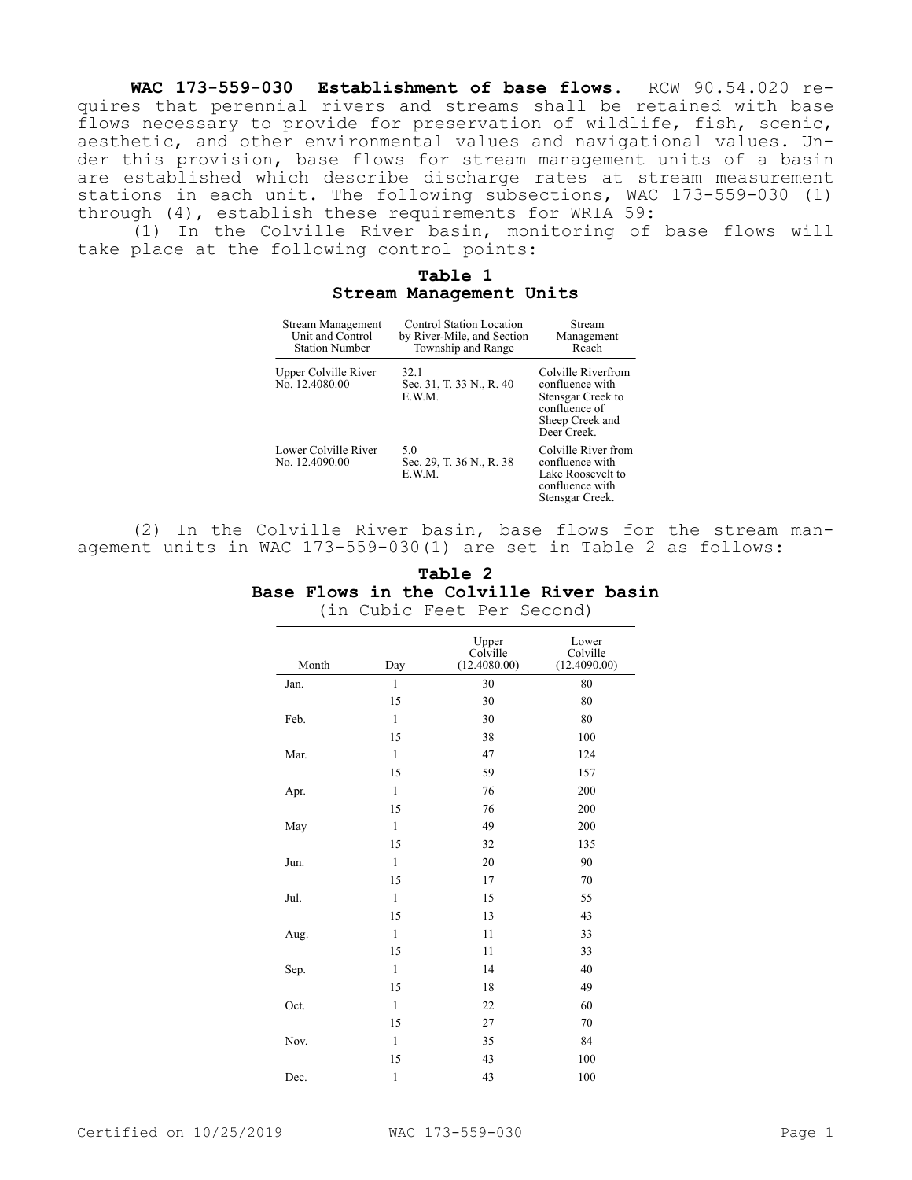**WAC 173-559-030 Establishment of base flows.** RCW 90.54.020 requires that perennial rivers and streams shall be retained with base flows necessary to provide for preservation of wildlife, fish, scenic, aesthetic, and other environmental values and navigational values. Under this provision, base flows for stream management units of a basin are established which describe discharge rates at stream measurement stations in each unit. The following subsections, WAC 173-559-030 (1) through (4), establish these requirements for WRIA 59:

(1) In the Colville River basin, monitoring of base flows will take place at the following control points:

**Table 1**
**Stream Management Units**

| Stream Management Unit and Control Station Number | Control Station Location by River-Mile, and Section Township and Range | Stream Management Reach |
|---|---|---|
| Upper Colville River No. 12.4080.00 | 32.1 Sec. 31, T. 33 N., R. 40 E.W.M. | Colville Riverfrom confluence with Stensgar Creek to confluence of Sheep Creek and Deer Creek. |
| Lower Colville River No. 12.4090.00 | 5.0 Sec. 29, T. 36 N., R. 38 E.W.M. | Colville River from confluence with Lake Roosevelt to confluence with Stensgar Creek. |

(2) In the Colville River basin, base flows for the stream management units in WAC 173-559-030(1) are set in Table 2 as follows:

**Table 2**
**Base Flows in the Colville River basin**
(in Cubic Feet Per Second)

| Month | Day | Upper Colville (12.4080.00) | Lower Colville (12.4090.00) |
|---|---|---|---|
| Jan. | 1 | 30 | 80 |
| | 15 | 30 | 80 |
| Feb. | 1 | 30 | 80 |
| | 15 | 38 | 100 |
| Mar. | 1 | 47 | 124 |
| | 15 | 59 | 157 |
| Apr. | 1 | 76 | 200 |
| | 15 | 76 | 200 |
| May | 1 | 49 | 200 |
| | 15 | 32 | 135 |
| Jun. | 1 | 20 | 90 |
| | 15 | 17 | 70 |
| Jul. | 1 | 15 | 55 |
| | 15 | 13 | 43 |
| Aug. | 1 | 11 | 33 |
| | 15 | 11 | 33 |
| Sep. | 1 | 14 | 40 |
| | 15 | 18 | 49 |
| Oct. | 1 | 22 | 60 |
| | 15 | 27 | 70 |
| Nov. | 1 | 35 | 84 |
| | 15 | 43 | 100 |
| Dec. | 1 | 43 | 100 |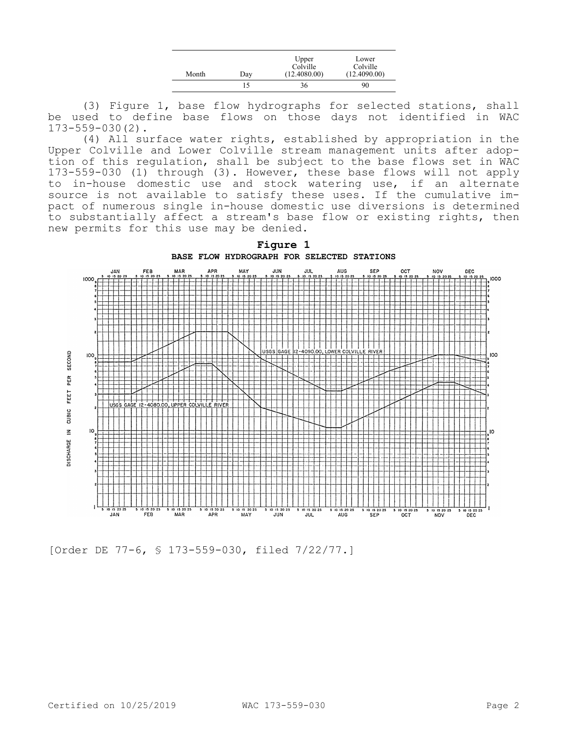| Month | Day | Upper Colville (12.4080.00) | Lower Colville (12.4090.00) |
|---|---|---|---|
| | 15 | 36 | 90 |

(3) Figure 1, base flow hydrographs for selected stations, shall be used to define base flows on those days not identified in WAC 173-559-030(2).

(4) All surface water rights, established by appropriation in the Upper Colville and Lower Colville stream management units after adoption of this regulation, shall be subject to the base flows set in WAC 173-559-030 (1) through (3). However, these base flows will not apply to in-house domestic use and stock watering use, if an alternate source is not available to satisfy these uses. If the cumulative impact of numerous single in-house domestic use diversions is determined to substantially affect a stream's base flow or existing rights, then new permits for this use may be denied.

**Figure 1**
**BASE FLOW HYDROGRAPH FOR SELECTED STATIONS**

JAN FEB MAR APR MAY JUN JUL AUG SEP OCT NOV DEC

5 10 15 20 25

DISCHARGE IN CUBIC FEET PER SECOND

1000

100

10

1

USGS GAGE 12-4090.00, LOWER COLVILLE RIVER

USGS GAGE 12-4080.00, UPPER COLVILLE RIVER

[Order DE 77-6, § 173-559-030, filed 7/22/77.]